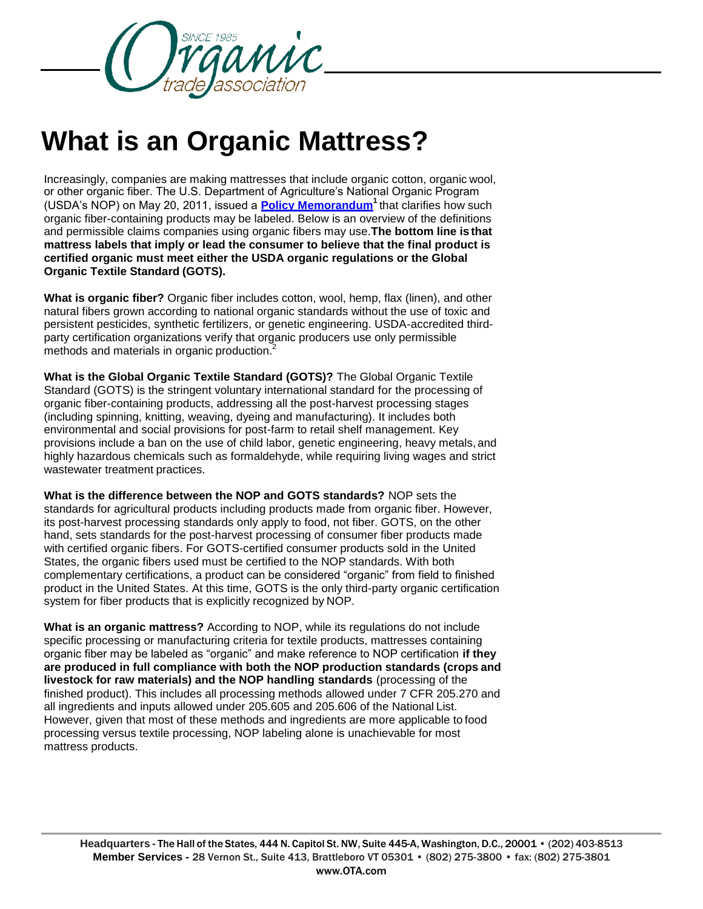# What is an Organic Mattress?

Increasingly, companies are making mattresses that include organic cotton, organic wool, or other organic fiber. The U.S. Department of Agriculture's National Organic Program (USDA's NOP) on May 20, 2011, issued a **Policy Memorandum**[1] that clarifies how such organic fiber-containing products may be labeled. Below is an overview of the definitions and permissible claims companies using organic fibers may use. **The bottom line is that mattress labels that imply or lead the consumer to believe that the final product is certified organic must meet either the USDA organic regulations or the Global Organic Textile Standard (GOTS).**

**What is organic fiber?** Organic fiber includes cotton, wool, hemp, flax (linen), and other natural fibers grown according to national organic standards without the use of toxic and persistent pesticides, synthetic fertilizers, or genetic engineering. USDA-accredited third-party certification organizations verify that organic producers use only permissible methods and materials in organic production.[2]

**What is the Global Organic Textile Standard (GOTS)?** The Global Organic Textile Standard (GOTS) is the stringent voluntary international standard for the processing of organic fiber-containing products, addressing all the post-harvest processing stages (including spinning, knitting, weaving, dyeing and manufacturing). It includes both environmental and social provisions for post-farm to retail shelf management. Key provisions include a ban on the use of child labor, genetic engineering, heavy metals, and highly hazardous chemicals such as formaldehyde, while requiring living wages and strict wastewater treatment practices.

**What is the difference between the NOP and GOTS standards?** NOP sets the standards for agricultural products including products made from organic fiber. However, its post-harvest processing standards only apply to food, not fiber. GOTS, on the other hand, sets standards for the post-harvest processing of consumer fiber products made with certified organic fibers. For GOTS-certified consumer products sold in the United States, the organic fibers used must be certified to the NOP standards. With both complementary certifications, a product can be considered "organic" from field to finished product in the United States. At this time, GOTS is the only third-party organic certification system for fiber products that is explicitly recognized by NOP.

**What is an organic mattress?** According to NOP, while its regulations do not include specific processing or manufacturing criteria for textile products, mattresses containing organic fiber may be labeled as "organic" and make reference to NOP certification **if they are produced in full compliance with both the NOP production standards (crops and livestock for raw materials) and the NOP handling standards** (processing of the finished product). This includes all processing methods allowed under 7 CFR 205.270 and all ingredients and inputs allowed under 205.605 and 205.606 of the National List. However, given that most of these methods and ingredients are more applicable to food processing versus textile processing, NOP labeling alone is unachievable for most mattress products.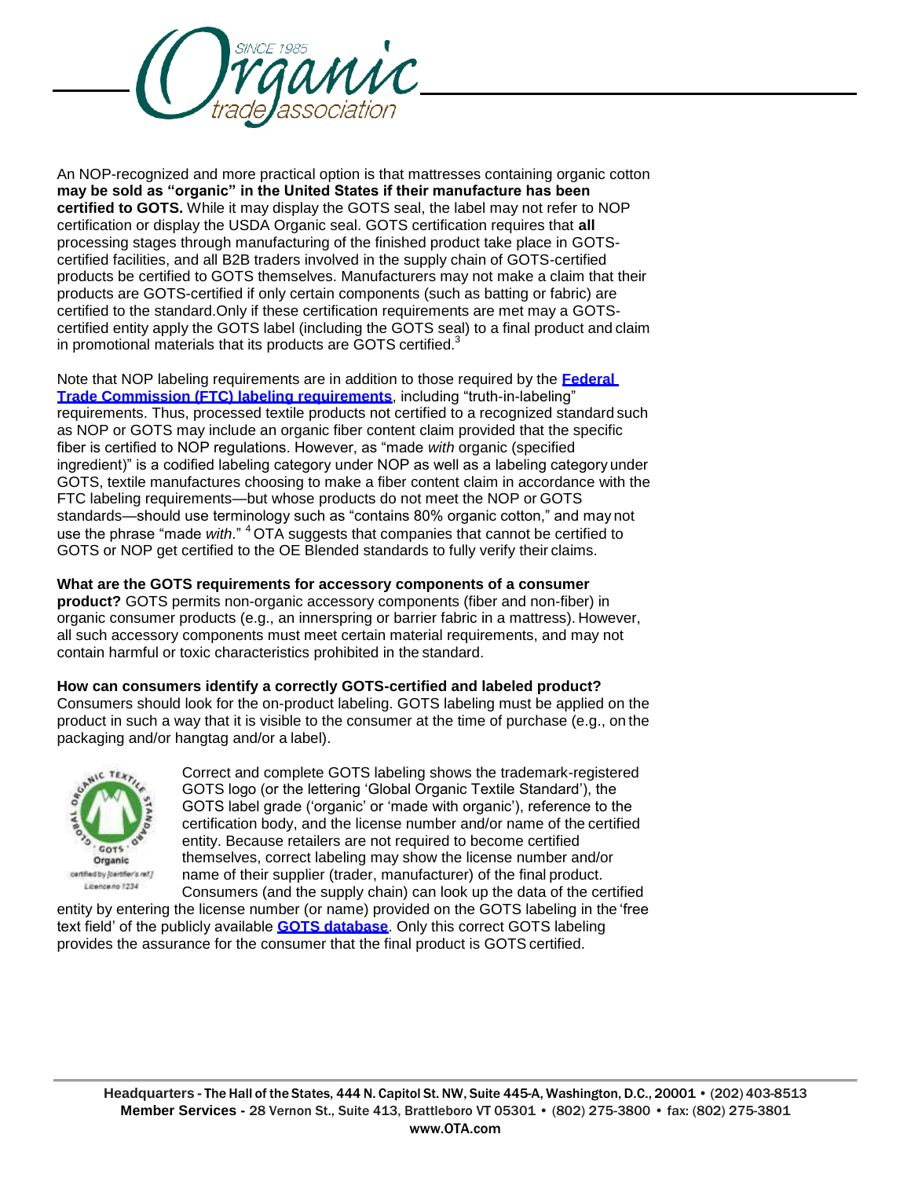An NOP-recognized and more practical option is that mattresses containing organic cotton **may be sold as "organic" in the United States if their manufacture has been certified to GOTS.** While it may display the GOTS seal, the label may not refer to NOP certification or display the USDA Organic seal. GOTS certification requires that **all** processing stages through manufacturing of the finished product take place in GOTS-certified facilities, and all B2B traders involved in the supply chain of GOTS-certified products be certified to GOTS themselves. Manufacturers may not make a claim that their products are GOTS-certified if only certain components (such as batting or fabric) are certified to the standard.Only if these certification requirements are met may a GOTS-certified entity apply the GOTS label (including the GOTS seal) to a final product and claim in promotional materials that its products are GOTS certified.[3]

Note that NOP labeling requirements are in addition to those required by the **Federal Trade Commission (FTC) labeling requirements**, including "truth-in-labeling" requirements. Thus, processed textile products not certified to a recognized standard such as NOP or GOTS may include an organic fiber content claim provided that the specific fiber is certified to NOP regulations. However, as "made *with* organic (specified ingredient)" is a codified labeling category under NOP as well as a labeling category under GOTS, textile manufactures choosing to make a fiber content claim in accordance with the FTC labeling requirements—but whose products do not meet the NOP or GOTS standards—should use terminology such as "contains 80% organic cotton," and may not use the phrase "made *with*." [4] OTA suggests that companies that cannot be certified to GOTS or NOP get certified to the OE Blended standards to fully verify their claims.

**What are the GOTS requirements for accessory components of a consumer product?** GOTS permits non-organic accessory components (fiber and non-fiber) in organic consumer products (e.g., an innerspring or barrier fabric in a mattress). However, all such accessory components must meet certain material requirements, and may not contain harmful or toxic characteristics prohibited in the standard.

**How can consumers identify a correctly GOTS-certified and labeled product?** Consumers should look for the on-product labeling. GOTS labeling must be applied on the product in such a way that it is visible to the consumer at the time of purchase (e.g., on the packaging and/or hangtag and/or a label).

Correct and complete GOTS labeling shows the trademark-registered GOTS logo (or the lettering 'Global Organic Textile Standard'), the GOTS label grade ('organic' or 'made with organic'), reference to the certification body, and the license number and/or name of the certified entity. Because retailers are not required to become certified themselves, correct labeling may show the license number and/or name of their supplier (trader, manufacturer) of the final product. Consumers (and the supply chain) can look up the data of the certified entity by entering the license number (or name) provided on the GOTS labeling in the 'free text field' of the publicly available **GOTS database**. Only this correct GOTS labeling provides the assurance for the consumer that the final product is GOTS certified.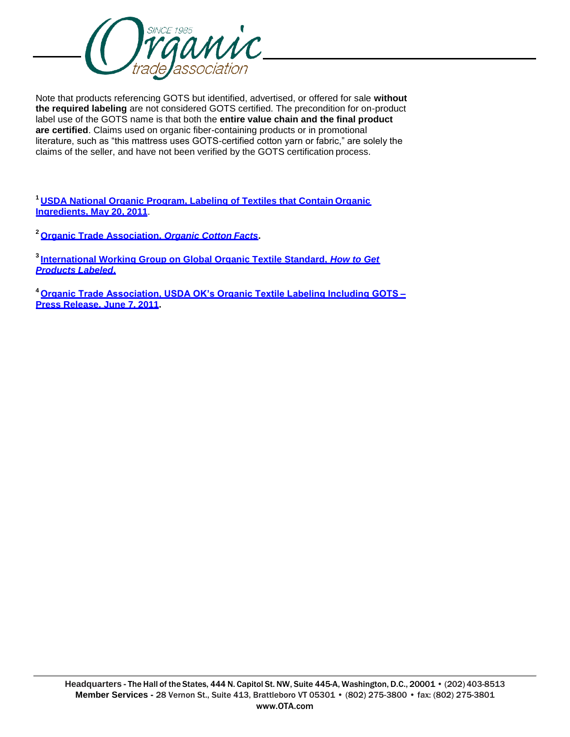Note that products referencing GOTS but identified, advertised, or offered for sale **without the required labeling** are not considered GOTS certified. The precondition for on-product label use of the GOTS name is that both the **entire value chain and the final product are certified**. Claims used on organic fiber-containing products or in promotional literature, such as "this mattress uses GOTS-certified cotton yarn or fabric," are solely the claims of the seller, and have not been verified by the GOTS certification process.

[1] **USDA National Organic Program, Labeling of Textiles that Contain Organic Ingredients, May 20, 2011**.

[2] **Organic Trade Association, *Organic Cotton Facts*.**

[3] **International Working Group on Global Organic Textile Standard, *How to Get Products Labeled*.**

[4] **Organic Trade Association, USDA OK's Organic Textile Labeling Including GOTS – Press Release, June 7, 2011.**